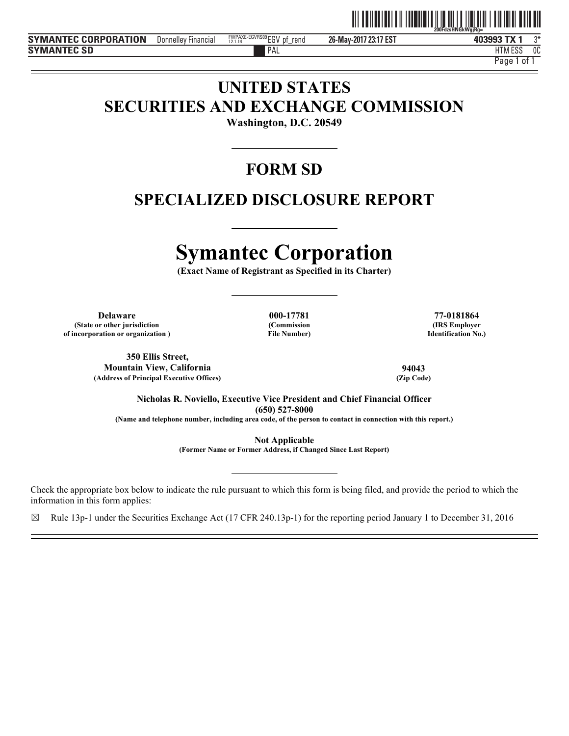# UNITED STATES
# SECURITIES AND EXCHANGE COMMISSION

**Washington, D.C. 20549**

## FORM SD

## SPECIALIZED DISCLOSURE REPORT

# Symantec Corporation

**(Exact Name of Registrant as Specified in its Charter)**

| **Delaware** | **000-17781** | **77-0181864** |
|---|---|---|
| **(State or other jurisdiction of incorporation or organization )** | **(Commission File Number)** | **(IRS Employer Identification No.)** |

| **350 Ellis Street, Mountain View, California** | **94043** |
|---|---|
| **(Address of Principal Executive Offices)** | **(Zip Code)** |

**Nicholas R. Noviello, Executive Vice President and Chief Financial Officer**
**(650) 527-8000**
**(Name and telephone number, including area code, of the person to contact in connection with this report.)**

**Not Applicable**
**(Former Name or Former Address, if Changed Since Last Report)**

Check the appropriate box below to indicate the rule pursuant to which this form is being filed, and provide the period to which the information in this form applies:

☒ Rule 13p-1 under the Securities Exchange Act (17 CFR 240.13p-1) for the reporting period January 1 to December 31, 2016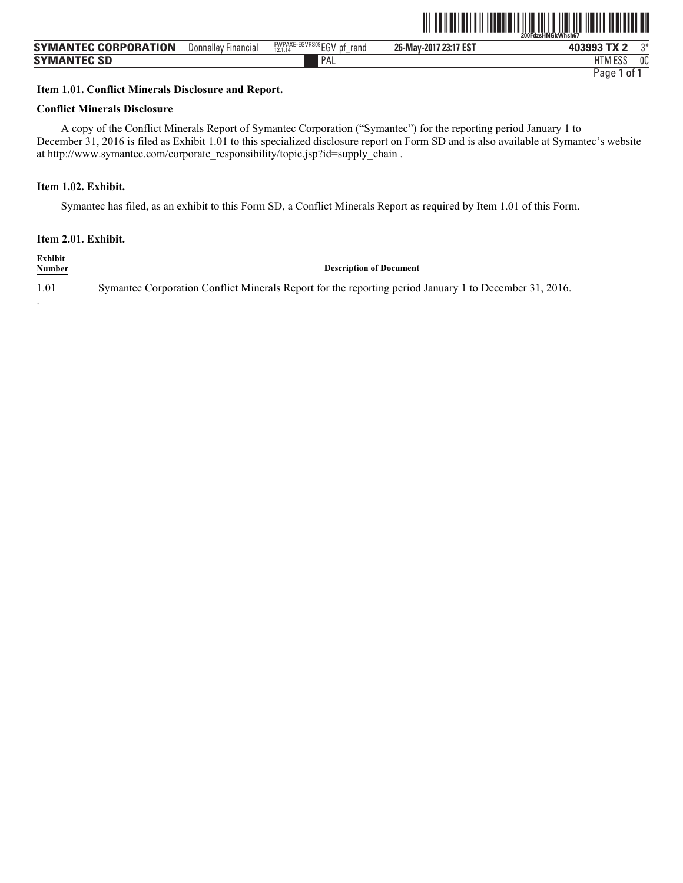### Item 1.01. Conflict Minerals Disclosure and Report.

#### Conflict Minerals Disclosure

A copy of the Conflict Minerals Report of Symantec Corporation ("Symantec") for the reporting period January 1 to December 31, 2016 is filed as Exhibit 1.01 to this specialized disclosure report on Form SD and is also available at Symantec's website at http://www.symantec.com/corporate_responsibility/topic.jsp?id=supply_chain .

### Item 1.02. Exhibit.

Symantec has filed, as an exhibit to this Form SD, a Conflict Minerals Report as required by Item 1.01 of this Form.

### Item 2.01. Exhibit.

| Exhibit Number | Description of Document |
|---|---|
| 1.01 | Symantec Corporation Conflict Minerals Report for the reporting period January 1 to December 31, 2016. |

.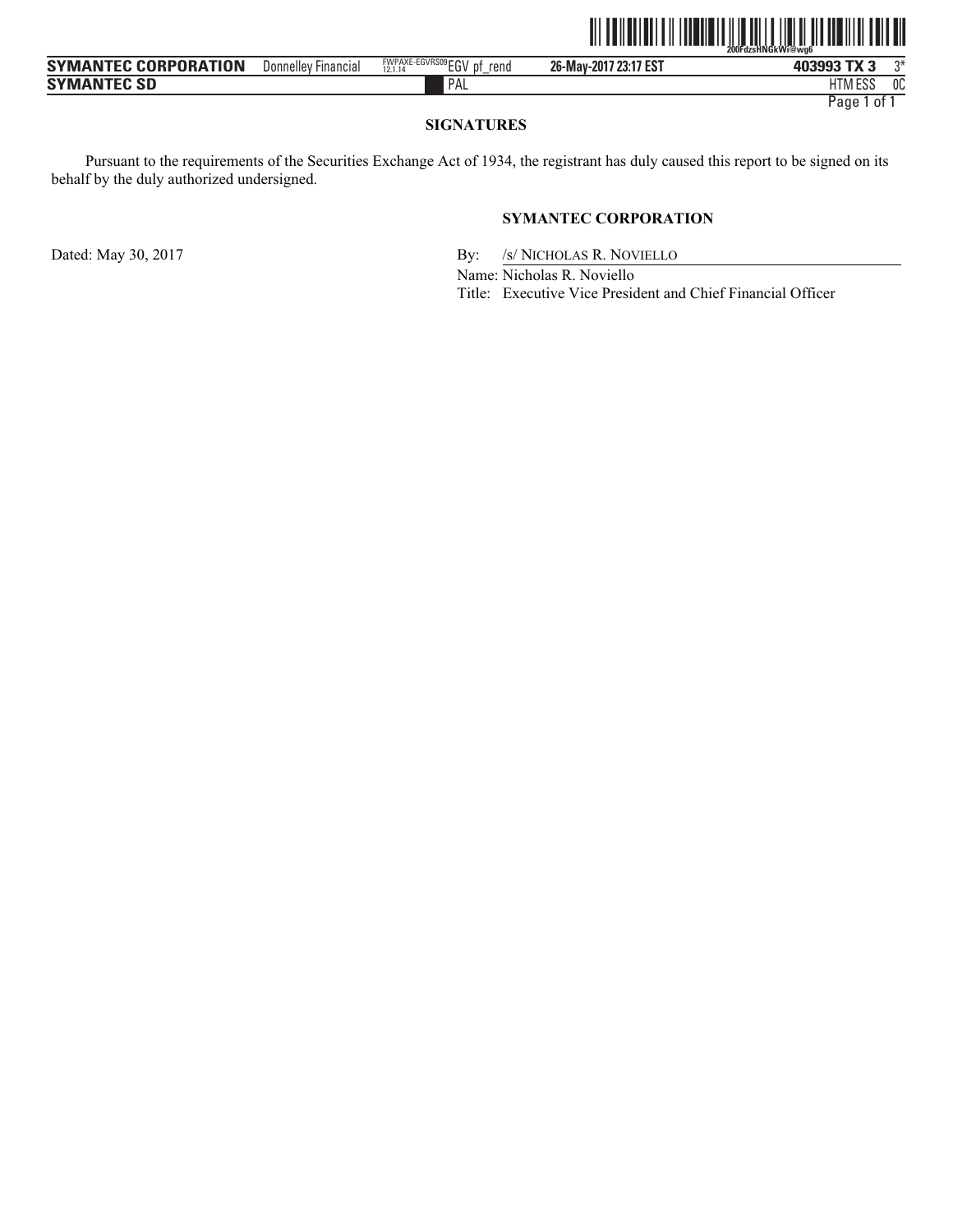## SIGNATURES

Pursuant to the requirements of the Securities Exchange Act of 1934, the registrant has duly caused this report to be signed on its behalf by the duly authorized undersigned.

**SYMANTEC CORPORATION**

Dated: May 30, 2017

By: /s/ NICHOLAS R. NOVIELLO

Name: Nicholas R. Noviello

Title: Executive Vice President and Chief Financial Officer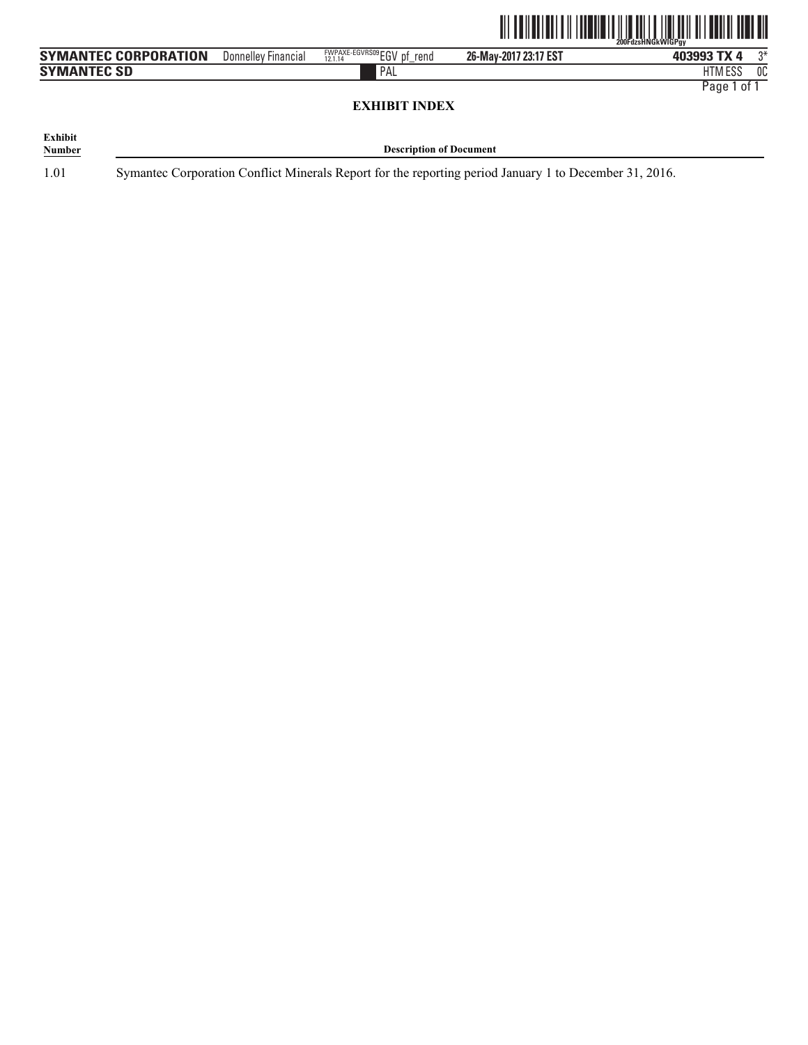## EXHIBIT INDEX

| Exhibit Number | Description of Document |
|---|---|
| 1.01 | Symantec Corporation Conflict Minerals Report for the reporting period January 1 to December 31, 2016. |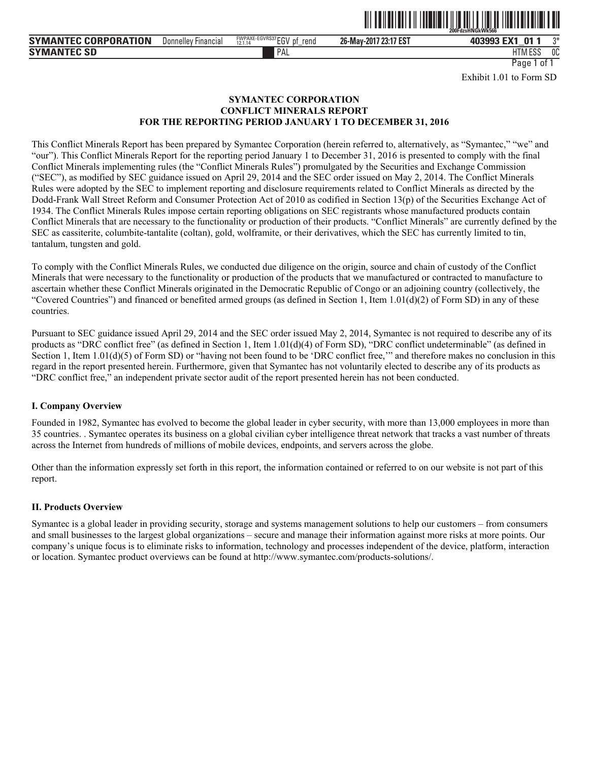Exhibit 1.01 to Form SD

**SYMANTEC CORPORATION**
**CONFLICT MINERALS REPORT**
**FOR THE REPORTING PERIOD JANUARY 1 TO DECEMBER 31, 2016**

This Conflict Minerals Report has been prepared by Symantec Corporation (herein referred to, alternatively, as "Symantec," "we" and "our"). This Conflict Minerals Report for the reporting period January 1 to December 31, 2016 is presented to comply with the final Conflict Minerals implementing rules (the "Conflict Minerals Rules") promulgated by the Securities and Exchange Commission ("SEC"), as modified by SEC guidance issued on April 29, 2014 and the SEC order issued on May 2, 2014. The Conflict Minerals Rules were adopted by the SEC to implement reporting and disclosure requirements related to Conflict Minerals as directed by the Dodd-Frank Wall Street Reform and Consumer Protection Act of 2010 as codified in Section 13(p) of the Securities Exchange Act of 1934. The Conflict Minerals Rules impose certain reporting obligations on SEC registrants whose manufactured products contain Conflict Minerals that are necessary to the functionality or production of their products. "Conflict Minerals" are currently defined by the SEC as cassiterite, columbite-tantalite (coltan), gold, wolframite, or their derivatives, which the SEC has currently limited to tin, tantalum, tungsten and gold.

To comply with the Conflict Minerals Rules, we conducted due diligence on the origin, source and chain of custody of the Conflict Minerals that were necessary to the functionality or production of the products that we manufactured or contracted to manufacture to ascertain whether these Conflict Minerals originated in the Democratic Republic of Congo or an adjoining country (collectively, the "Covered Countries") and financed or benefited armed groups (as defined in Section 1, Item 1.01(d)(2) of Form SD) in any of these countries.

Pursuant to SEC guidance issued April 29, 2014 and the SEC order issued May 2, 2014, Symantec is not required to describe any of its products as "DRC conflict free" (as defined in Section 1, Item 1.01(d)(4) of Form SD), "DRC conflict undeterminable" (as defined in Section 1, Item 1.01(d)(5) of Form SD) or "having not been found to be 'DRC conflict free,'" and therefore makes no conclusion in this regard in the report presented herein. Furthermore, given that Symantec has not voluntarily elected to describe any of its products as "DRC conflict free," an independent private sector audit of the report presented herein has not been conducted.

### I. Company Overview

Founded in 1982, Symantec has evolved to become the global leader in cyber security, with more than 13,000 employees in more than 35 countries. . Symantec operates its business on a global civilian cyber intelligence threat network that tracks a vast number of threats across the Internet from hundreds of millions of mobile devices, endpoints, and servers across the globe.

Other than the information expressly set forth in this report, the information contained or referred to on our website is not part of this report.

### II. Products Overview

Symantec is a global leader in providing security, storage and systems management solutions to help our customers – from consumers and small businesses to the largest global organizations – secure and manage their information against more risks at more points. Our company's unique focus is to eliminate risks to information, technology and processes independent of the device, platform, interaction or location. Symantec product overviews can be found at http://www.symantec.com/products-solutions/.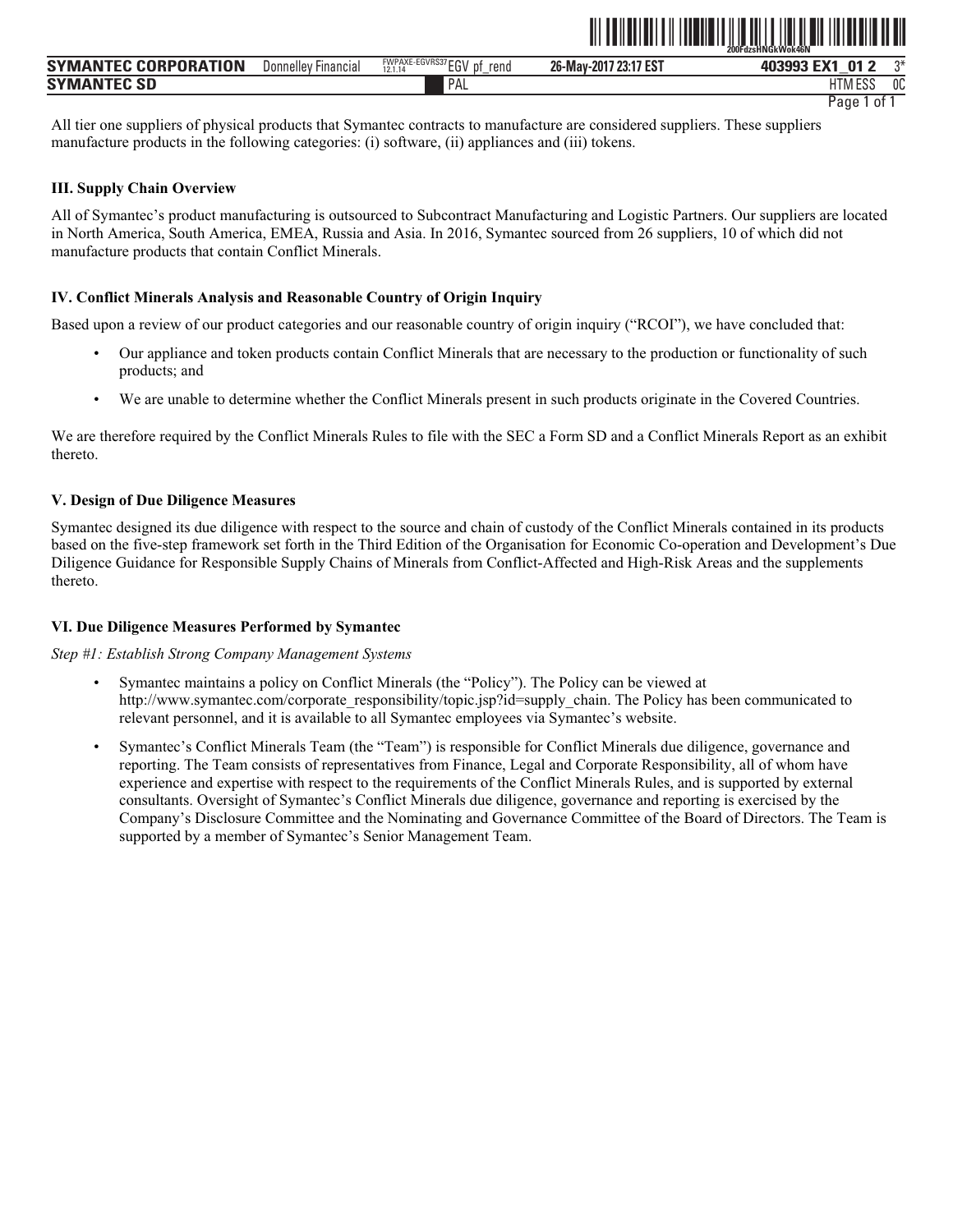All tier one suppliers of physical products that Symantec contracts to manufacture are considered suppliers. These suppliers manufacture products in the following categories: (i) software, (ii) appliances and (iii) tokens.

### III. Supply Chain Overview

All of Symantec's product manufacturing is outsourced to Subcontract Manufacturing and Logistic Partners. Our suppliers are located in North America, South America, EMEA, Russia and Asia. In 2016, Symantec sourced from 26 suppliers, 10 of which did not manufacture products that contain Conflict Minerals.

### IV. Conflict Minerals Analysis and Reasonable Country of Origin Inquiry

Based upon a review of our product categories and our reasonable country of origin inquiry ("RCOI"), we have concluded that:

- Our appliance and token products contain Conflict Minerals that are necessary to the production or functionality of such products; and
- We are unable to determine whether the Conflict Minerals present in such products originate in the Covered Countries.

We are therefore required by the Conflict Minerals Rules to file with the SEC a Form SD and a Conflict Minerals Report as an exhibit thereto.

### V. Design of Due Diligence Measures

Symantec designed its due diligence with respect to the source and chain of custody of the Conflict Minerals contained in its products based on the five-step framework set forth in the Third Edition of the Organisation for Economic Co-operation and Development's Due Diligence Guidance for Responsible Supply Chains of Minerals from Conflict-Affected and High-Risk Areas and the supplements thereto.

### VI. Due Diligence Measures Performed by Symantec

*Step #1: Establish Strong Company Management Systems*

- Symantec maintains a policy on Conflict Minerals (the "Policy"). The Policy can be viewed at http://www.symantec.com/corporate_responsibility/topic.jsp?id=supply_chain. The Policy has been communicated to relevant personnel, and it is available to all Symantec employees via Symantec's website.
- Symantec's Conflict Minerals Team (the "Team") is responsible for Conflict Minerals due diligence, governance and reporting. The Team consists of representatives from Finance, Legal and Corporate Responsibility, all of whom have experience and expertise with respect to the requirements of the Conflict Minerals Rules, and is supported by external consultants. Oversight of Symantec's Conflict Minerals due diligence, governance and reporting is exercised by the Company's Disclosure Committee and the Nominating and Governance Committee of the Board of Directors. The Team is supported by a member of Symantec's Senior Management Team.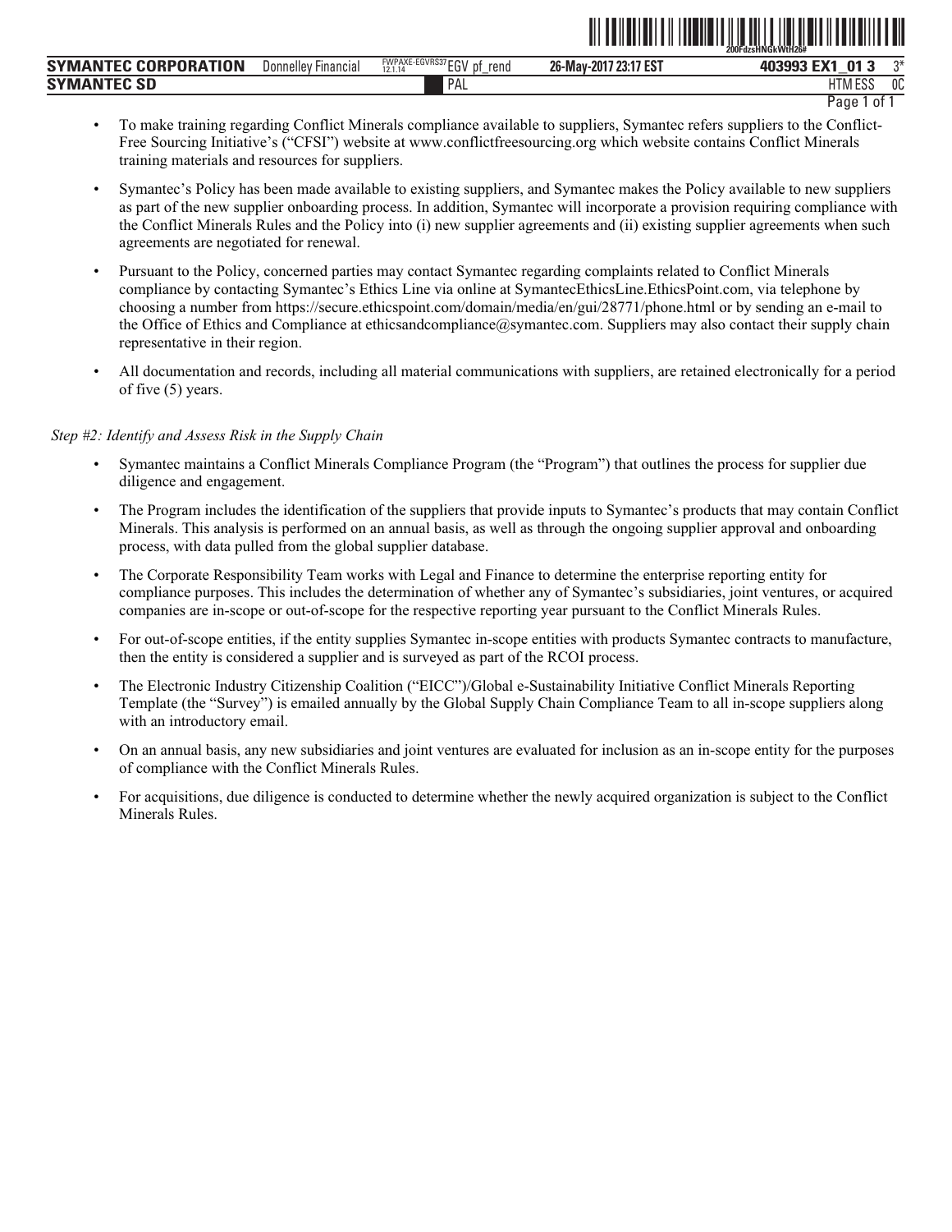- To make training regarding Conflict Minerals compliance available to suppliers, Symantec refers suppliers to the Conflict-Free Sourcing Initiative's ("CFSI") website at www.conflictfreesourcing.org which website contains Conflict Minerals training materials and resources for suppliers.
- Symantec's Policy has been made available to existing suppliers, and Symantec makes the Policy available to new suppliers as part of the new supplier onboarding process. In addition, Symantec will incorporate a provision requiring compliance with the Conflict Minerals Rules and the Policy into (i) new supplier agreements and (ii) existing supplier agreements when such agreements are negotiated for renewal.
- Pursuant to the Policy, concerned parties may contact Symantec regarding complaints related to Conflict Minerals compliance by contacting Symantec's Ethics Line via online at SymantecEthicsLine.EthicsPoint.com, via telephone by choosing a number from https://secure.ethicspoint.com/domain/media/en/gui/28771/phone.html or by sending an e-mail to the Office of Ethics and Compliance at ethicsandcompliance@symantec.com. Suppliers may also contact their supply chain representative in their region.
- All documentation and records, including all material communications with suppliers, are retained electronically for a period of five (5) years.

*Step #2: Identify and Assess Risk in the Supply Chain*

- Symantec maintains a Conflict Minerals Compliance Program (the "Program") that outlines the process for supplier due diligence and engagement.
- The Program includes the identification of the suppliers that provide inputs to Symantec's products that may contain Conflict Minerals. This analysis is performed on an annual basis, as well as through the ongoing supplier approval and onboarding process, with data pulled from the global supplier database.
- The Corporate Responsibility Team works with Legal and Finance to determine the enterprise reporting entity for compliance purposes. This includes the determination of whether any of Symantec's subsidiaries, joint ventures, or acquired companies are in-scope or out-of-scope for the respective reporting year pursuant to the Conflict Minerals Rules.
- For out-of-scope entities, if the entity supplies Symantec in-scope entities with products Symantec contracts to manufacture, then the entity is considered a supplier and is surveyed as part of the RCOI process.
- The Electronic Industry Citizenship Coalition ("EICC")/Global e-Sustainability Initiative Conflict Minerals Reporting Template (the "Survey") is emailed annually by the Global Supply Chain Compliance Team to all in-scope suppliers along with an introductory email.
- On an annual basis, any new subsidiaries and joint ventures are evaluated for inclusion as an in-scope entity for the purposes of compliance with the Conflict Minerals Rules.
- For acquisitions, due diligence is conducted to determine whether the newly acquired organization is subject to the Conflict Minerals Rules.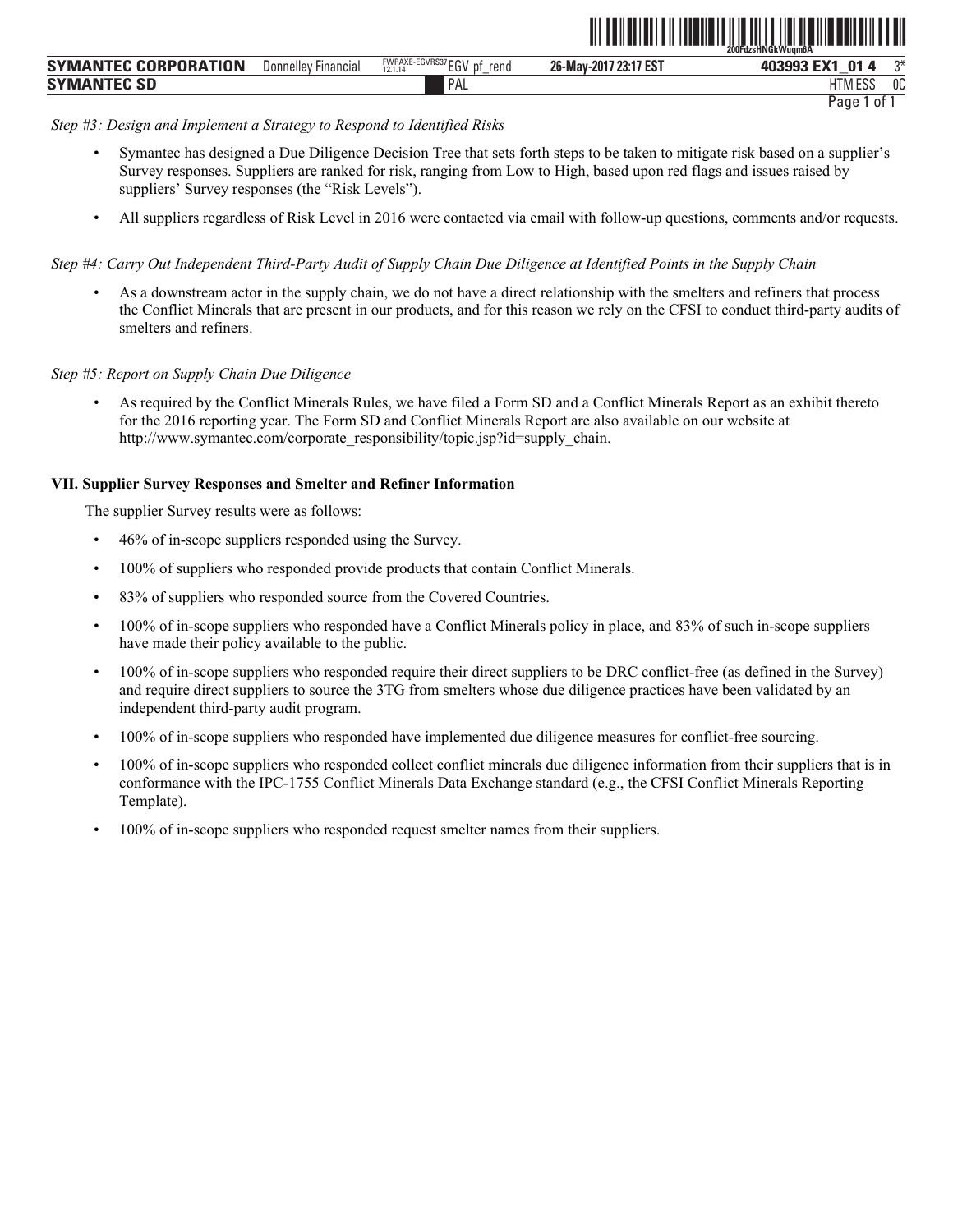*Step #3: Design and Implement a Strategy to Respond to Identified Risks*

- Symantec has designed a Due Diligence Decision Tree that sets forth steps to be taken to mitigate risk based on a supplier's Survey responses. Suppliers are ranked for risk, ranging from Low to High, based upon red flags and issues raised by suppliers' Survey responses (the "Risk Levels").
- All suppliers regardless of Risk Level in 2016 were contacted via email with follow-up questions, comments and/or requests.

*Step #4: Carry Out Independent Third-Party Audit of Supply Chain Due Diligence at Identified Points in the Supply Chain*

- As a downstream actor in the supply chain, we do not have a direct relationship with the smelters and refiners that process the Conflict Minerals that are present in our products, and for this reason we rely on the CFSI to conduct third-party audits of smelters and refiners.

*Step #5: Report on Supply Chain Due Diligence*

- As required by the Conflict Minerals Rules, we have filed a Form SD and a Conflict Minerals Report as an exhibit thereto for the 2016 reporting year. The Form SD and Conflict Minerals Report are also available on our website at http://www.symantec.com/corporate_responsibility/topic.jsp?id=supply_chain.

**VII. Supplier Survey Responses and Smelter and Refiner Information**

The supplier Survey results were as follows:

- 46% of in-scope suppliers responded using the Survey.
- 100% of suppliers who responded provide products that contain Conflict Minerals.
- 83% of suppliers who responded source from the Covered Countries.
- 100% of in-scope suppliers who responded have a Conflict Minerals policy in place, and 83% of such in-scope suppliers have made their policy available to the public.
- 100% of in-scope suppliers who responded require their direct suppliers to be DRC conflict-free (as defined in the Survey) and require direct suppliers to source the 3TG from smelters whose due diligence practices have been validated by an independent third-party audit program.
- 100% of in-scope suppliers who responded have implemented due diligence measures for conflict-free sourcing.
- 100% of in-scope suppliers who responded collect conflict minerals due diligence information from their suppliers that is in conformance with the IPC-1755 Conflict Minerals Data Exchange standard (e.g., the CFSI Conflict Minerals Reporting Template).
- 100% of in-scope suppliers who responded request smelter names from their suppliers.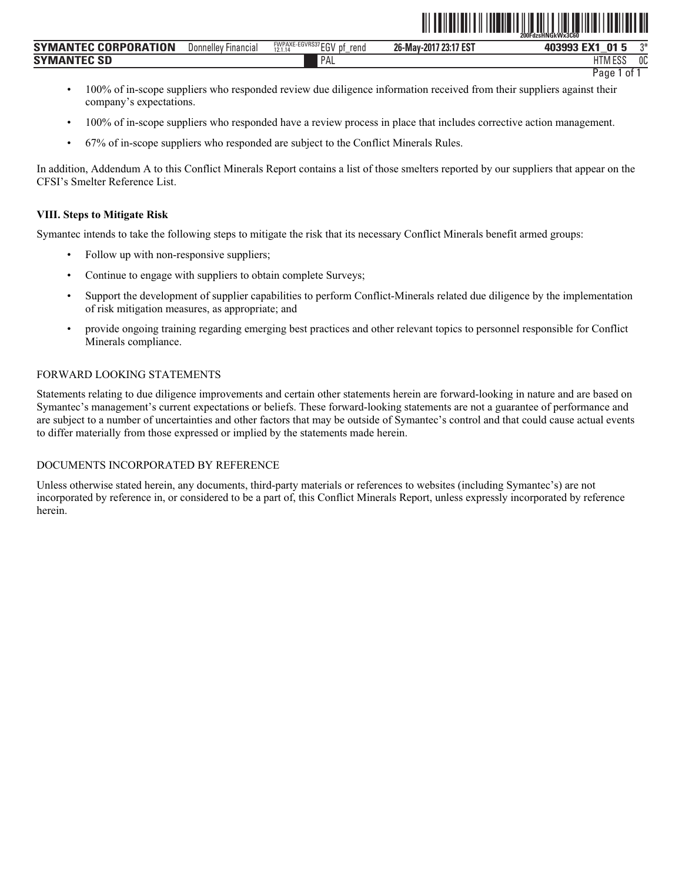- 100% of in-scope suppliers who responded review due diligence information received from their suppliers against their company's expectations.
- 100% of in-scope suppliers who responded have a review process in place that includes corrective action management.
- 67% of in-scope suppliers who responded are subject to the Conflict Minerals Rules.

In addition, Addendum A to this Conflict Minerals Report contains a list of those smelters reported by our suppliers that appear on the CFSI's Smelter Reference List.

**VIII. Steps to Mitigate Risk**

Symantec intends to take the following steps to mitigate the risk that its necessary Conflict Minerals benefit armed groups:

- Follow up with non-responsive suppliers;
- Continue to engage with suppliers to obtain complete Surveys;
- Support the development of supplier capabilities to perform Conflict-Minerals related due diligence by the implementation of risk mitigation measures, as appropriate; and
- provide ongoing training regarding emerging best practices and other relevant topics to personnel responsible for Conflict Minerals compliance.

FORWARD LOOKING STATEMENTS

Statements relating to due diligence improvements and certain other statements herein are forward-looking in nature and are based on Symantec's management's current expectations or beliefs. These forward-looking statements are not a guarantee of performance and are subject to a number of uncertainties and other factors that may be outside of Symantec's control and that could cause actual events to differ materially from those expressed or implied by the statements made herein.

DOCUMENTS INCORPORATED BY REFERENCE

Unless otherwise stated herein, any documents, third-party materials or references to websites (including Symantec's) are not incorporated by reference in, or considered to be a part of, this Conflict Minerals Report, unless expressly incorporated by reference herein.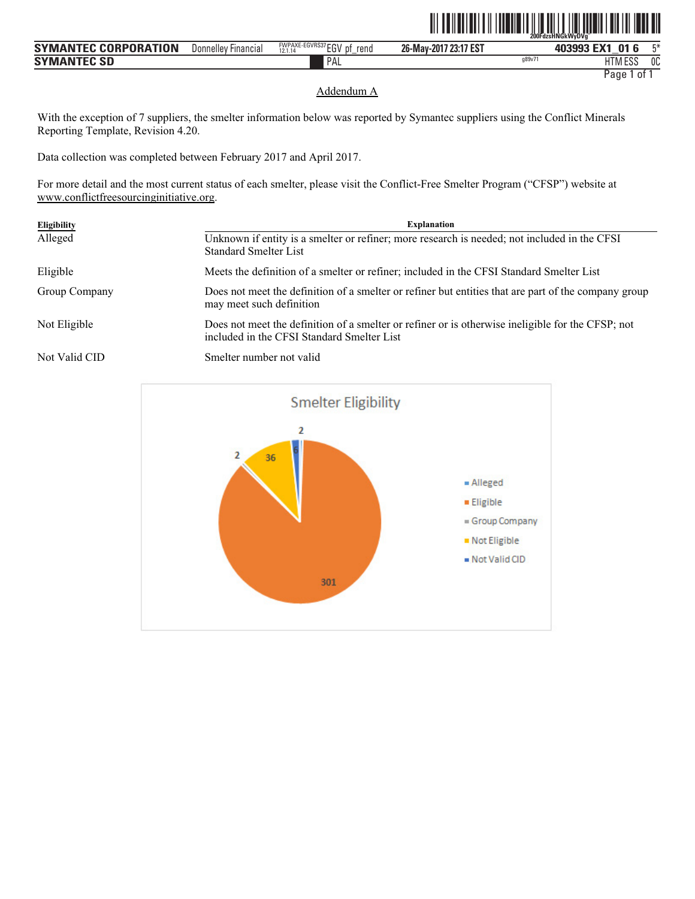## Addendum A

With the exception of 7 suppliers, the smelter information below was reported by Symantec suppliers using the Conflict Minerals Reporting Template, Revision 4.20.

Data collection was completed between February 2017 and April 2017.

For more detail and the most current status of each smelter, please visit the Conflict-Free Smelter Program ("CFSP") website at www.conflictfreesourcinginitiative.org.

| Eligibility | Explanation |
| --- | --- |
| Alleged | Unknown if entity is a smelter or refiner; more research is needed; not included in the CFSI Standard Smelter List |
| Eligible | Meets the definition of a smelter or refiner; included in the CFSI Standard Smelter List |
| Group Company | Does not meet the definition of a smelter or refiner but entities that are part of the company group may meet such definition |
| Not Eligible | Does not meet the definition of a smelter or refiner or is otherwise ineligible for the CFSP; not included in the CFSI Standard Smelter List |
| Not Valid CID | Smelter number not valid |

Smelter Eligibility

| Eligibility | Count |
| --- | --- |
| Alleged | 2 |
| Eligible | 301 |
| Group Company | 2 |
| Not Eligible | 36 |
| Not Valid CID | 6 |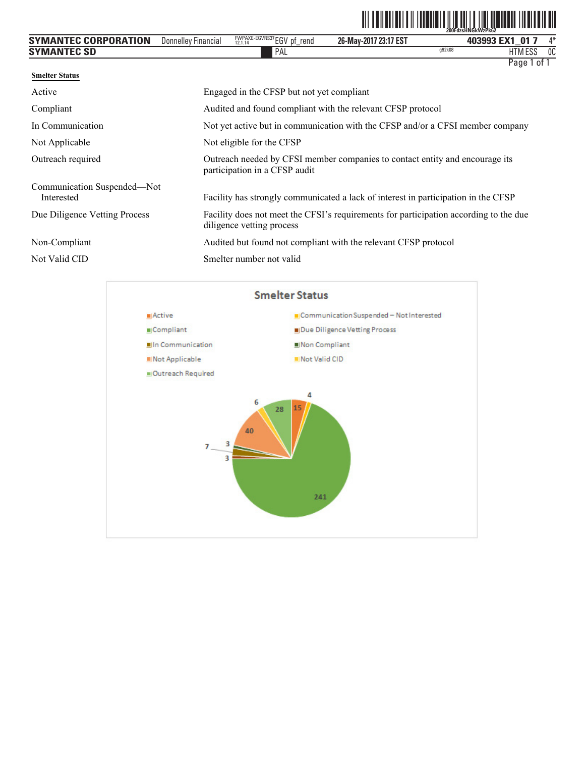**Smelter Status**

| | |
|---|---|
| Active | Engaged in the CFSP but not yet compliant |
| Compliant | Audited and found compliant with the relevant CFSP protocol |
| In Communication | Not yet active but in communication with the CFSP and/or a CFSI member company |
| Not Applicable | Not eligible for the CFSP |
| Outreach required | Outreach needed by CFSI member companies to contact entity and encourage its participation in a CFSP audit |
| Communication Suspended—Not Interested | Facility has strongly communicated a lack of interest in participation in the CFSP |
| Due Diligence Vetting Process | Facility does not meet the CFSI's requirements for participation according to the due diligence vetting process |
| Non-Compliant | Audited but found not compliant with the relevant CFSP protocol |
| Not Valid CID | Smelter number not valid |

**Smelter Status**

| Status | Count |
|---|---|
| Active | 15 |
| Communication Suspended – Not Interested | 4 |
| Compliant | 241 |
| Due Diligence Vetting Process | 3 |
| In Communication | 7 |
| Non Compliant | 3 |
| Not Applicable | 40 |
| Not Valid CID | 6 |
| Outreach Required | 28 |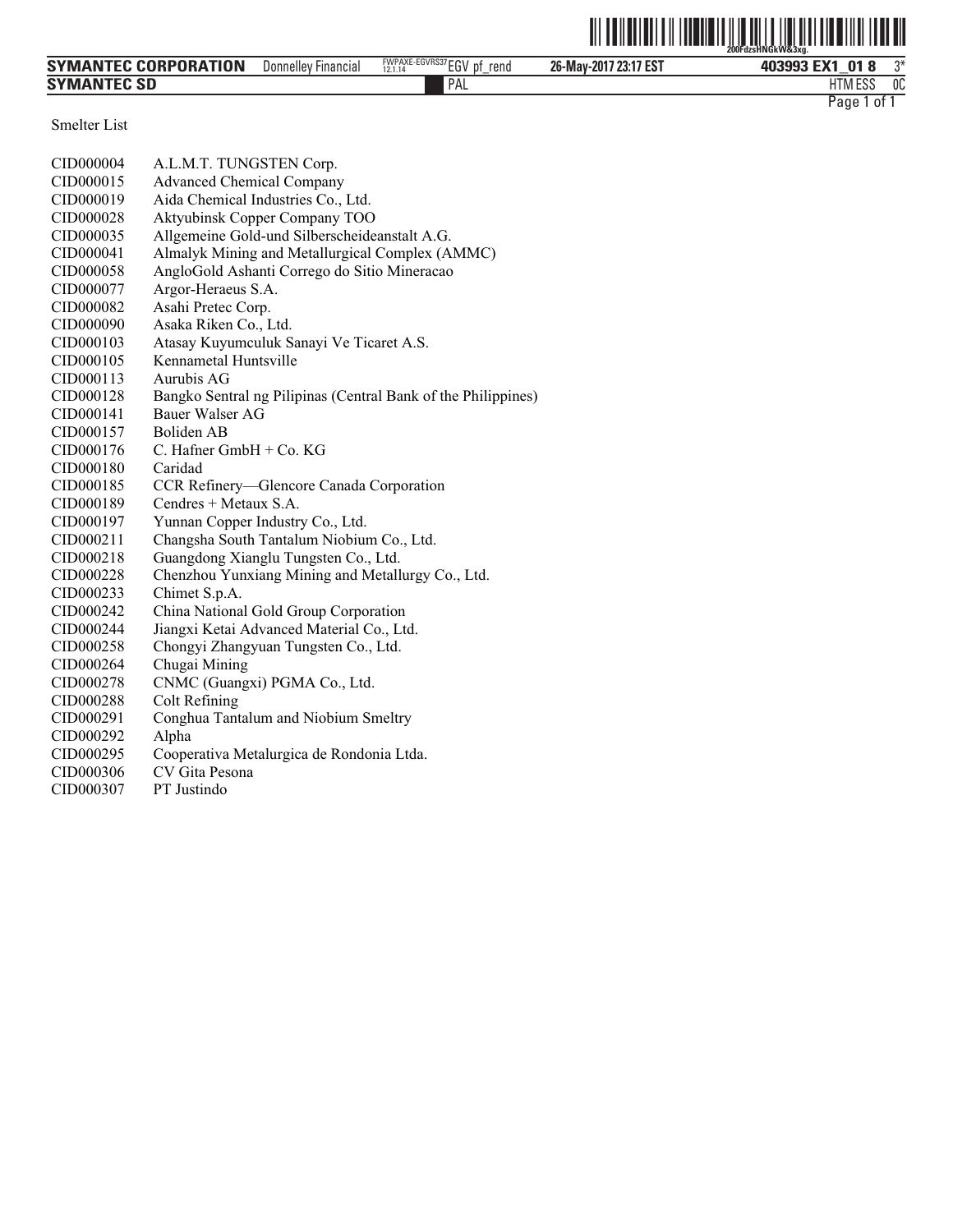Smelter List

| | |
|---|---|
| CID000004 | A.L.M.T. TUNGSTEN Corp. |
| CID000015 | Advanced Chemical Company |
| CID000019 | Aida Chemical Industries Co., Ltd. |
| CID000028 | Aktyubinsk Copper Company TOO |
| CID000035 | Allgemeine Gold-und Silberscheideanstalt A.G. |
| CID000041 | Almalyk Mining and Metallurgical Complex (AMMC) |
| CID000058 | AngloGold Ashanti Corrego do Sitio Mineracao |
| CID000077 | Argor-Heraeus S.A. |
| CID000082 | Asahi Pretec Corp. |
| CID000090 | Asaka Riken Co., Ltd. |
| CID000103 | Atasay Kuyumculuk Sanayi Ve Ticaret A.S. |
| CID000105 | Kennametal Huntsville |
| CID000113 | Aurubis AG |
| CID000128 | Bangko Sentral ng Pilipinas (Central Bank of the Philippines) |
| CID000141 | Bauer Walser AG |
| CID000157 | Boliden AB |
| CID000176 | C. Hafner GmbH + Co. KG |
| CID000180 | Caridad |
| CID000185 | CCR Refinery—Glencore Canada Corporation |
| CID000189 | Cendres + Metaux S.A. |
| CID000197 | Yunnan Copper Industry Co., Ltd. |
| CID000211 | Changsha South Tantalum Niobium Co., Ltd. |
| CID000218 | Guangdong Xianglu Tungsten Co., Ltd. |
| CID000228 | Chenzhou Yunxiang Mining and Metallurgy Co., Ltd. |
| CID000233 | Chimet S.p.A. |
| CID000242 | China National Gold Group Corporation |
| CID000244 | Jiangxi Ketai Advanced Material Co., Ltd. |
| CID000258 | Chongyi Zhangyuan Tungsten Co., Ltd. |
| CID000264 | Chugai Mining |
| CID000278 | CNMC (Guangxi) PGMA Co., Ltd. |
| CID000288 | Colt Refining |
| CID000291 | Conghua Tantalum and Niobium Smeltry |
| CID000292 | Alpha |
| CID000295 | Cooperativa Metalurgica de Rondonia Ltda. |
| CID000306 | CV Gita Pesona |
| CID000307 | PT Justindo |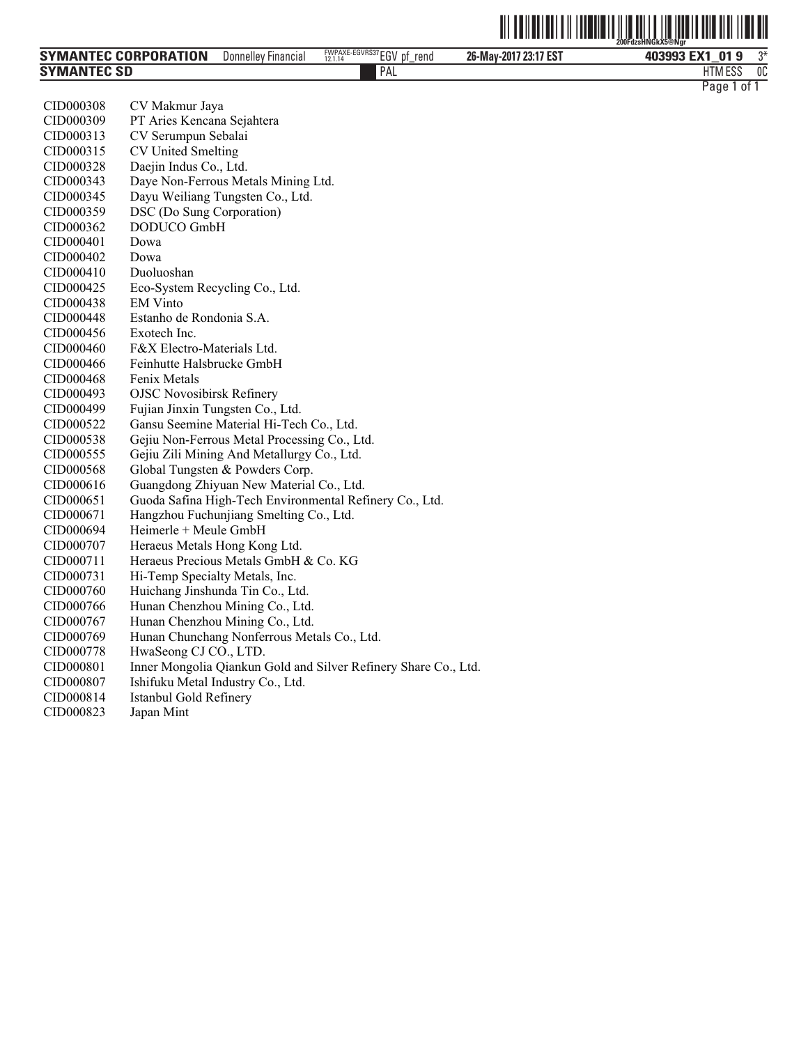| | |
|---|---|
| CID000308 | CV Makmur Jaya |
| CID000309 | PT Aries Kencana Sejahtera |
| CID000313 | CV Serumpun Sebalai |
| CID000315 | CV United Smelting |
| CID000328 | Daejin Indus Co., Ltd. |
| CID000343 | Daye Non-Ferrous Metals Mining Ltd. |
| CID000345 | Dayu Weiliang Tungsten Co., Ltd. |
| CID000359 | DSC (Do Sung Corporation) |
| CID000362 | DODUCO GmbH |
| CID000401 | Dowa |
| CID000402 | Dowa |
| CID000410 | Duoluoshan |
| CID000425 | Eco-System Recycling Co., Ltd. |
| CID000438 | EM Vinto |
| CID000448 | Estanho de Rondonia S.A. |
| CID000456 | Exotech Inc. |
| CID000460 | F&X Electro-Materials Ltd. |
| CID000466 | Feinhutte Halsbrucke GmbH |
| CID000468 | Fenix Metals |
| CID000493 | OJSC Novosibirsk Refinery |
| CID000499 | Fujian Jinxin Tungsten Co., Ltd. |
| CID000522 | Gansu Seemine Material Hi-Tech Co., Ltd. |
| CID000538 | Gejiu Non-Ferrous Metal Processing Co., Ltd. |
| CID000555 | Gejiu Zili Mining And Metallurgy Co., Ltd. |
| CID000568 | Global Tungsten & Powders Corp. |
| CID000616 | Guangdong Zhiyuan New Material Co., Ltd. |
| CID000651 | Guoda Safina High-Tech Environmental Refinery Co., Ltd. |
| CID000671 | Hangzhou Fuchunjiang Smelting Co., Ltd. |
| CID000694 | Heimerle + Meule GmbH |
| CID000707 | Heraeus Metals Hong Kong Ltd. |
| CID000711 | Heraeus Precious Metals GmbH & Co. KG |
| CID000731 | Hi-Temp Specialty Metals, Inc. |
| CID000760 | Huichang Jinshunda Tin Co., Ltd. |
| CID000766 | Hunan Chenzhou Mining Co., Ltd. |
| CID000767 | Hunan Chenzhou Mining Co., Ltd. |
| CID000769 | Hunan Chunchang Nonferrous Metals Co., Ltd. |
| CID000778 | HwaSeong CJ CO., LTD. |
| CID000801 | Inner Mongolia Qiankun Gold and Silver Refinery Share Co., Ltd. |
| CID000807 | Ishifuku Metal Industry Co., Ltd. |
| CID000814 | Istanbul Gold Refinery |
| CID000823 | Japan Mint |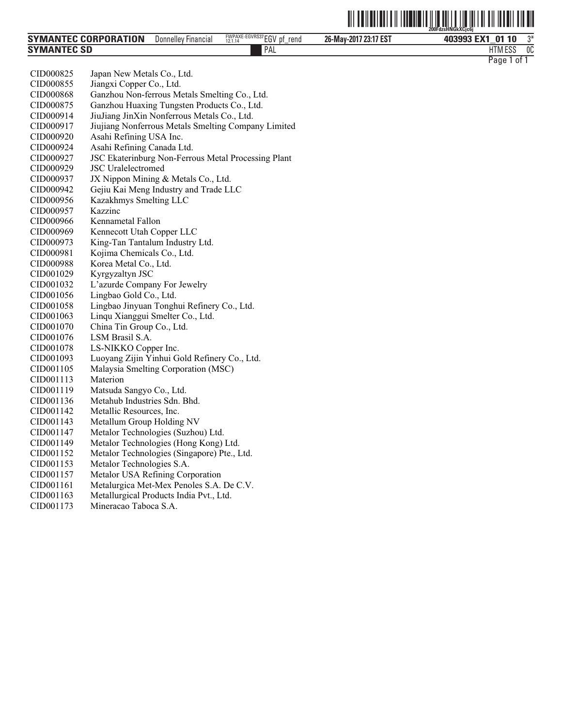| | |
|---|---|
| CID000825 | Japan New Metals Co., Ltd. |
| CID000855 | Jiangxi Copper Co., Ltd. |
| CID000868 | Ganzhou Non-ferrous Metals Smelting Co., Ltd. |
| CID000875 | Ganzhou Huaxing Tungsten Products Co., Ltd. |
| CID000914 | JiuJiang JinXin Nonferrous Metals Co., Ltd. |
| CID000917 | Jiujiang Nonferrous Metals Smelting Company Limited |
| CID000920 | Asahi Refining USA Inc. |
| CID000924 | Asahi Refining Canada Ltd. |
| CID000927 | JSC Ekaterinburg Non-Ferrous Metal Processing Plant |
| CID000929 | JSC Uralelectromed |
| CID000937 | JX Nippon Mining & Metals Co., Ltd. |
| CID000942 | Gejiu Kai Meng Industry and Trade LLC |
| CID000956 | Kazakhmys Smelting LLC |
| CID000957 | Kazzinc |
| CID000966 | Kennametal Fallon |
| CID000969 | Kennecott Utah Copper LLC |
| CID000973 | King-Tan Tantalum Industry Ltd. |
| CID000981 | Kojima Chemicals Co., Ltd. |
| CID000988 | Korea Metal Co., Ltd. |
| CID001029 | Kyrgyzaltyn JSC |
| CID001032 | L'azurde Company For Jewelry |
| CID001056 | Lingbao Gold Co., Ltd. |
| CID001058 | Lingbao Jinyuan Tonghui Refinery Co., Ltd. |
| CID001063 | Linqu Xianggui Smelter Co., Ltd. |
| CID001070 | China Tin Group Co., Ltd. |
| CID001076 | LSM Brasil S.A. |
| CID001078 | LS-NIKKO Copper Inc. |
| CID001093 | Luoyang Zijin Yinhui Gold Refinery Co., Ltd. |
| CID001105 | Malaysia Smelting Corporation (MSC) |
| CID001113 | Materion |
| CID001119 | Matsuda Sangyo Co., Ltd. |
| CID001136 | Metahub Industries Sdn. Bhd. |
| CID001142 | Metallic Resources, Inc. |
| CID001143 | Metallum Group Holding NV |
| CID001147 | Metalor Technologies (Suzhou) Ltd. |
| CID001149 | Metalor Technologies (Hong Kong) Ltd. |
| CID001152 | Metalor Technologies (Singapore) Pte., Ltd. |
| CID001153 | Metalor Technologies S.A. |
| CID001157 | Metalor USA Refining Corporation |
| CID001161 | Metalurgica Met-Mex Penoles S.A. De C.V. |
| CID001163 | Metallurgical Products India Pvt., Ltd. |
| CID001173 | Mineracao Taboca S.A. |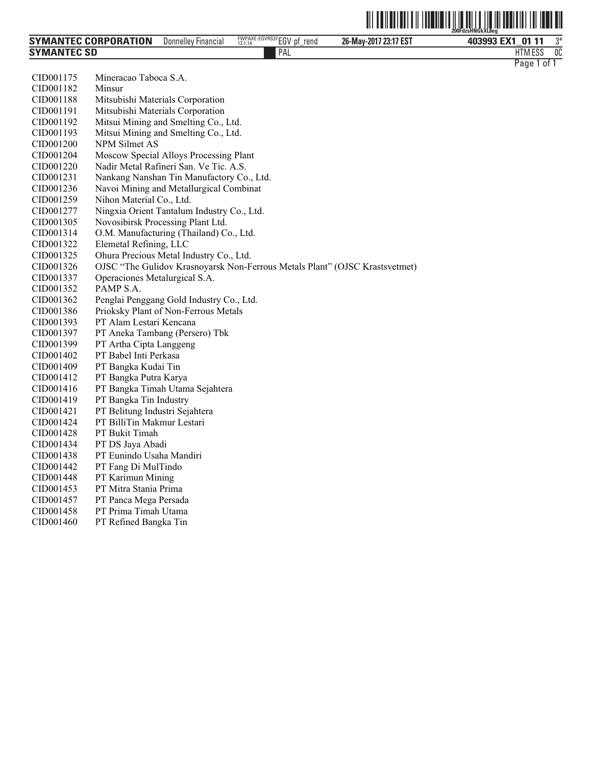| | |
|---|---|
| CID001175 | Mineracao Taboca S.A. |
| CID001182 | Minsur |
| CID001188 | Mitsubishi Materials Corporation |
| CID001191 | Mitsubishi Materials Corporation |
| CID001192 | Mitsui Mining and Smelting Co., Ltd. |
| CID001193 | Mitsui Mining and Smelting Co., Ltd. |
| CID001200 | NPM Silmet AS |
| CID001204 | Moscow Special Alloys Processing Plant |
| CID001220 | Nadir Metal Rafineri San. Ve Tic. A.S. |
| CID001231 | Nankang Nanshan Tin Manufactory Co., Ltd. |
| CID001236 | Navoi Mining and Metallurgical Combinat |
| CID001259 | Nihon Material Co., Ltd. |
| CID001277 | Ningxia Orient Tantalum Industry Co., Ltd. |
| CID001305 | Novosibirsk Processing Plant Ltd. |
| CID001314 | O.M. Manufacturing (Thailand) Co., Ltd. |
| CID001322 | Elemetal Refining, LLC |
| CID001325 | Ohura Precious Metal Industry Co., Ltd. |
| CID001326 | OJSC "The Gulidov Krasnoyarsk Non-Ferrous Metals Plant" (OJSC Krastsvetmet) |
| CID001337 | Operaciones Metalurgical S.A. |
| CID001352 | PAMP S.A. |
| CID001362 | Penglai Penggang Gold Industry Co., Ltd. |
| CID001386 | Prioksky Plant of Non-Ferrous Metals |
| CID001393 | PT Alam Lestari Kencana |
| CID001397 | PT Aneka Tambang (Persero) Tbk |
| CID001399 | PT Artha Cipta Langgeng |
| CID001402 | PT Babel Inti Perkasa |
| CID001409 | PT Bangka Kudai Tin |
| CID001412 | PT Bangka Putra Karya |
| CID001416 | PT Bangka Timah Utama Sejahtera |
| CID001419 | PT Bangka Tin Industry |
| CID001421 | PT Belitung Industri Sejahtera |
| CID001424 | PT BilliTin Makmur Lestari |
| CID001428 | PT Bukit Timah |
| CID001434 | PT DS Jaya Abadi |
| CID001438 | PT Eunindo Usaha Mandiri |
| CID001442 | PT Fang Di MulTindo |
| CID001448 | PT Karimun Mining |
| CID001453 | PT Mitra Stania Prima |
| CID001457 | PT Panca Mega Persada |
| CID001458 | PT Prima Timah Utama |
| CID001460 | PT Refined Bangka Tin |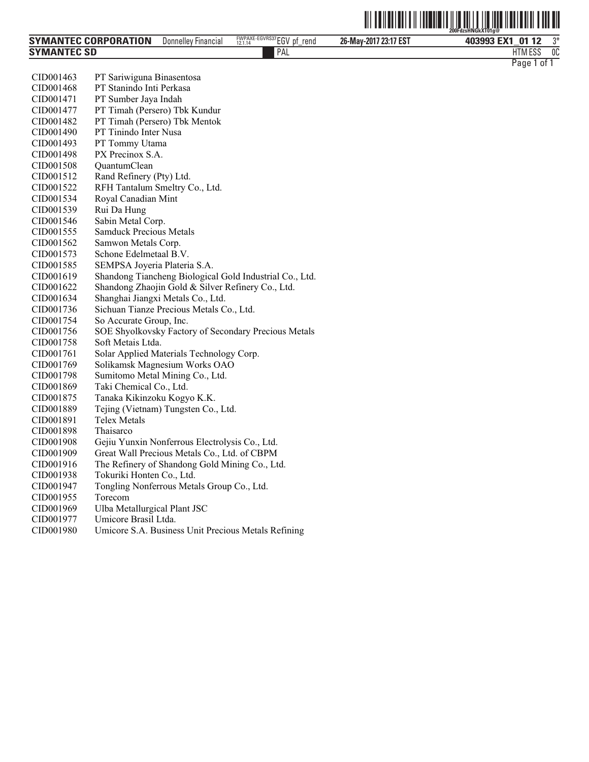| | |
|---|---|
| CID001463 | PT Sariwiguna Binasentosa |
| CID001468 | PT Stanindo Inti Perkasa |
| CID001471 | PT Sumber Jaya Indah |
| CID001477 | PT Timah (Persero) Tbk Kundur |
| CID001482 | PT Timah (Persero) Tbk Mentok |
| CID001490 | PT Tinindo Inter Nusa |
| CID001493 | PT Tommy Utama |
| CID001498 | PX Precinox S.A. |
| CID001508 | QuantumClean |
| CID001512 | Rand Refinery (Pty) Ltd. |
| CID001522 | RFH Tantalum Smeltry Co., Ltd. |
| CID001534 | Royal Canadian Mint |
| CID001539 | Rui Da Hung |
| CID001546 | Sabin Metal Corp. |
| CID001555 | Samduck Precious Metals |
| CID001562 | Samwon Metals Corp. |
| CID001573 | Schone Edelmetaal B.V. |
| CID001585 | SEMPSA Joyeria Plateria S.A. |
| CID001619 | Shandong Tiancheng Biological Gold Industrial Co., Ltd. |
| CID001622 | Shandong Zhaojin Gold & Silver Refinery Co., Ltd. |
| CID001634 | Shanghai Jiangxi Metals Co., Ltd. |
| CID001736 | Sichuan Tianze Precious Metals Co., Ltd. |
| CID001754 | So Accurate Group, Inc. |
| CID001756 | SOE Shyolkovsky Factory of Secondary Precious Metals |
| CID001758 | Soft Metais Ltda. |
| CID001761 | Solar Applied Materials Technology Corp. |
| CID001769 | Solikamsk Magnesium Works OAO |
| CID001798 | Sumitomo Metal Mining Co., Ltd. |
| CID001869 | Taki Chemical Co., Ltd. |
| CID001875 | Tanaka Kikinzoku Kogyo K.K. |
| CID001889 | Tejing (Vietnam) Tungsten Co., Ltd. |
| CID001891 | Telex Metals |
| CID001898 | Thaisarco |
| CID001908 | Gejiu Yunxin Nonferrous Electrolysis Co., Ltd. |
| CID001909 | Great Wall Precious Metals Co., Ltd. of CBPM |
| CID001916 | The Refinery of Shandong Gold Mining Co., Ltd. |
| CID001938 | Tokuriki Honten Co., Ltd. |
| CID001947 | Tongling Nonferrous Metals Group Co., Ltd. |
| CID001955 | Torecom |
| CID001969 | Ulba Metallurgical Plant JSC |
| CID001977 | Umicore Brasil Ltda. |
| CID001980 | Umicore S.A. Business Unit Precious Metals Refining |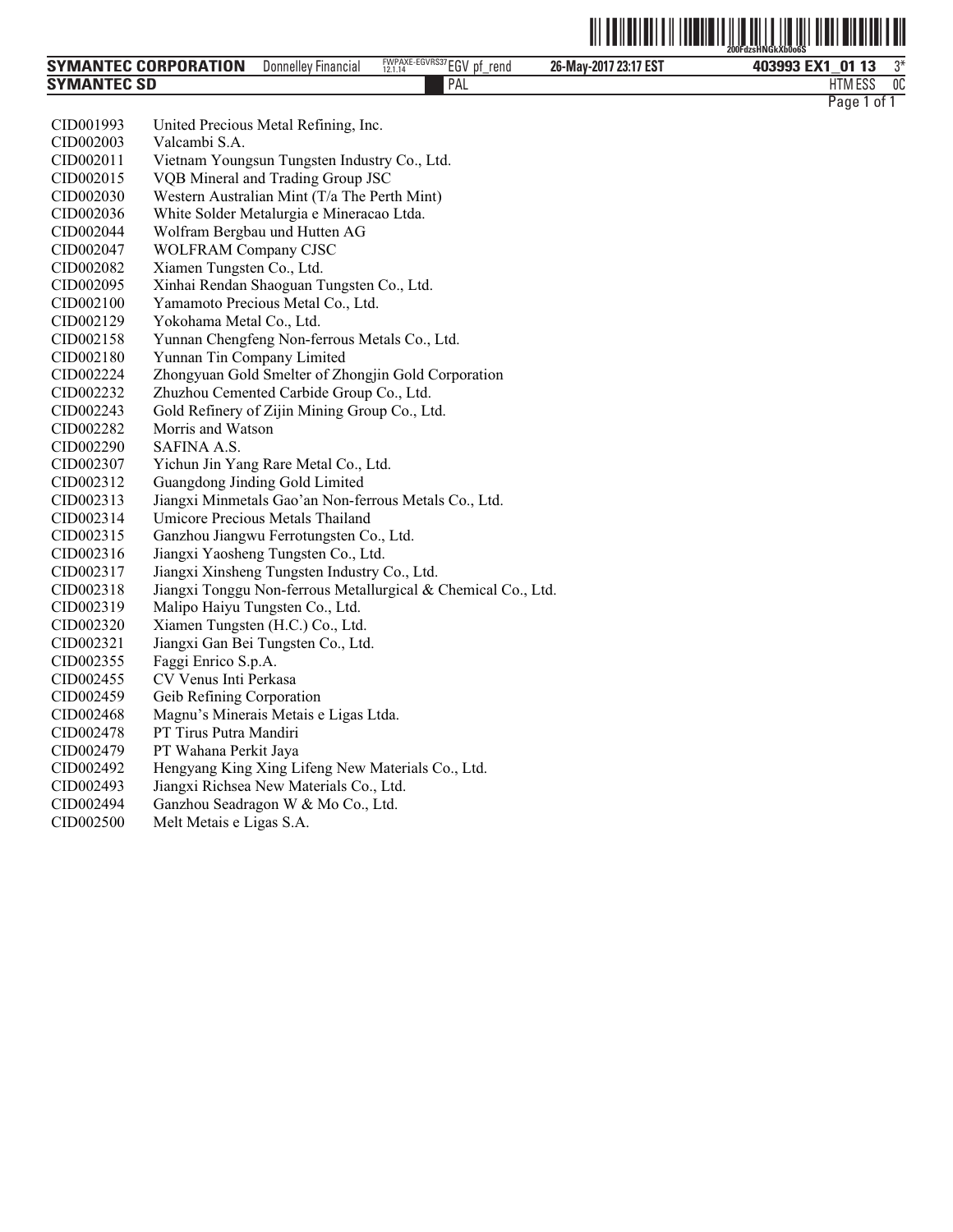| | |
|---|---|
| CID001993 | United Precious Metal Refining, Inc. |
| CID002003 | Valcambi S.A. |
| CID002011 | Vietnam Youngsun Tungsten Industry Co., Ltd. |
| CID002015 | VQB Mineral and Trading Group JSC |
| CID002030 | Western Australian Mint (T/a The Perth Mint) |
| CID002036 | White Solder Metalurgia e Mineracao Ltda. |
| CID002044 | Wolfram Bergbau und Hutten AG |
| CID002047 | WOLFRAM Company CJSC |
| CID002082 | Xiamen Tungsten Co., Ltd. |
| CID002095 | Xinhai Rendan Shaoguan Tungsten Co., Ltd. |
| CID002100 | Yamamoto Precious Metal Co., Ltd. |
| CID002129 | Yokohama Metal Co., Ltd. |
| CID002158 | Yunnan Chengfeng Non-ferrous Metals Co., Ltd. |
| CID002180 | Yunnan Tin Company Limited |
| CID002224 | Zhongyuan Gold Smelter of Zhongjin Gold Corporation |
| CID002232 | Zhuzhou Cemented Carbide Group Co., Ltd. |
| CID002243 | Gold Refinery of Zijin Mining Group Co., Ltd. |
| CID002282 | Morris and Watson |
| CID002290 | SAFINA A.S. |
| CID002307 | Yichun Jin Yang Rare Metal Co., Ltd. |
| CID002312 | Guangdong Jinding Gold Limited |
| CID002313 | Jiangxi Minmetals Gao'an Non-ferrous Metals Co., Ltd. |
| CID002314 | Umicore Precious Metals Thailand |
| CID002315 | Ganzhou Jiangwu Ferrotungsten Co., Ltd. |
| CID002316 | Jiangxi Yaosheng Tungsten Co., Ltd. |
| CID002317 | Jiangxi Xinsheng Tungsten Industry Co., Ltd. |
| CID002318 | Jiangxi Tonggu Non-ferrous Metallurgical & Chemical Co., Ltd. |
| CID002319 | Malipo Haiyu Tungsten Co., Ltd. |
| CID002320 | Xiamen Tungsten (H.C.) Co., Ltd. |
| CID002321 | Jiangxi Gan Bei Tungsten Co., Ltd. |
| CID002355 | Faggi Enrico S.p.A. |
| CID002455 | CV Venus Inti Perkasa |
| CID002459 | Geib Refining Corporation |
| CID002468 | Magnu's Minerais Metais e Ligas Ltda. |
| CID002478 | PT Tirus Putra Mandiri |
| CID002479 | PT Wahana Perkit Jaya |
| CID002492 | Hengyang King Xing Lifeng New Materials Co., Ltd. |
| CID002493 | Jiangxi Richsea New Materials Co., Ltd. |
| CID002494 | Ganzhou Seadragon W & Mo Co., Ltd. |
| CID002500 | Melt Metais e Ligas S.A. |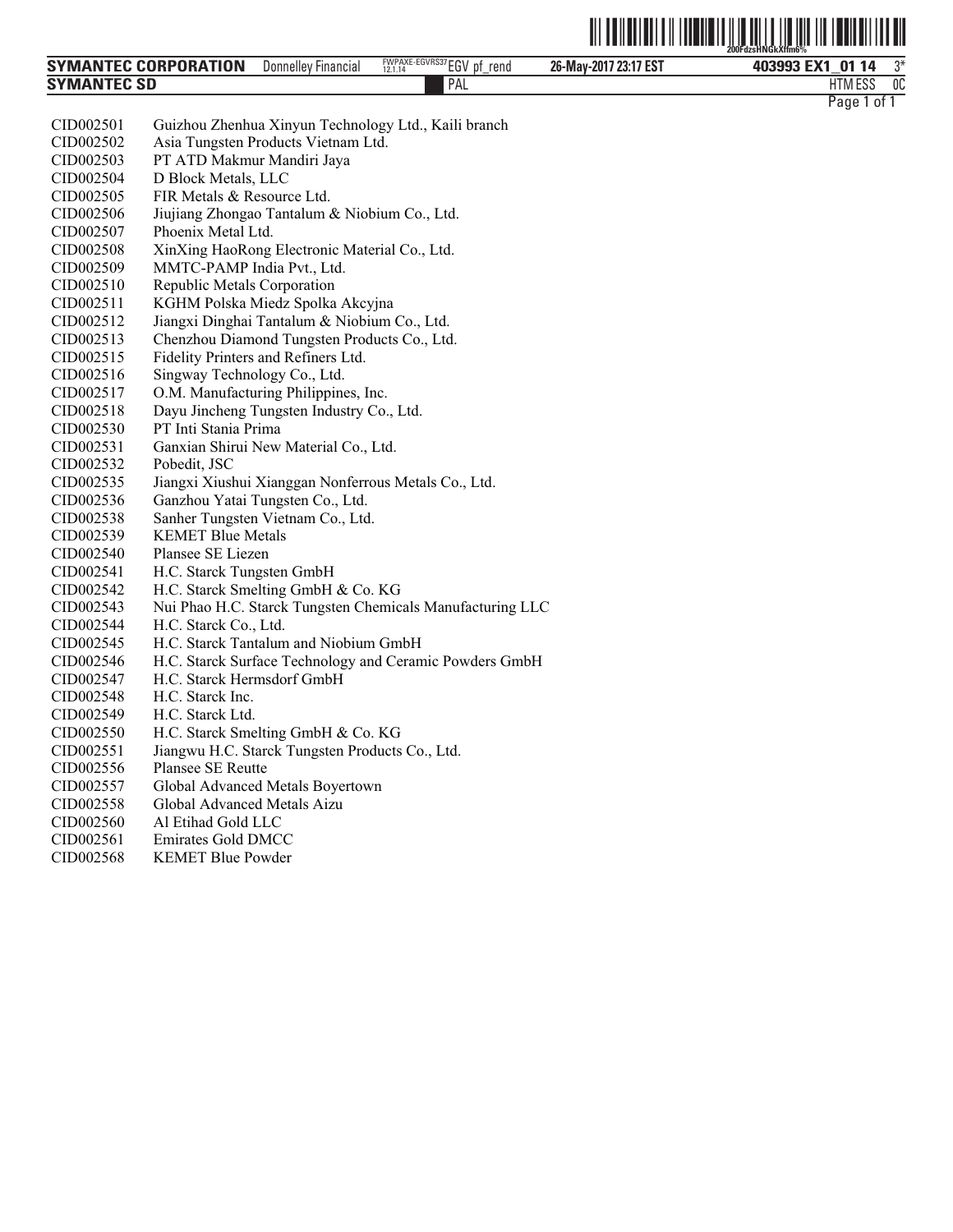| | |
|---|---|
| CID002501 | Guizhou Zhenhua Xinyun Technology Ltd., Kaili branch |
| CID002502 | Asia Tungsten Products Vietnam Ltd. |
| CID002503 | PT ATD Makmur Mandiri Jaya |
| CID002504 | D Block Metals, LLC |
| CID002505 | FIR Metals & Resource Ltd. |
| CID002506 | Jiujiang Zhongao Tantalum & Niobium Co., Ltd. |
| CID002507 | Phoenix Metal Ltd. |
| CID002508 | XinXing HaoRong Electronic Material Co., Ltd. |
| CID002509 | MMTC-PAMP India Pvt., Ltd. |
| CID002510 | Republic Metals Corporation |
| CID002511 | KGHM Polska Miedz Spolka Akcyjna |
| CID002512 | Jiangxi Dinghai Tantalum & Niobium Co., Ltd. |
| CID002513 | Chenzhou Diamond Tungsten Products Co., Ltd. |
| CID002515 | Fidelity Printers and Refiners Ltd. |
| CID002516 | Singway Technology Co., Ltd. |
| CID002517 | O.M. Manufacturing Philippines, Inc. |
| CID002518 | Dayu Jincheng Tungsten Industry Co., Ltd. |
| CID002530 | PT Inti Stania Prima |
| CID002531 | Ganxian Shirui New Material Co., Ltd. |
| CID002532 | Pobedit, JSC |
| CID002535 | Jiangxi Xiushui Xianggan Nonferrous Metals Co., Ltd. |
| CID002536 | Ganzhou Yatai Tungsten Co., Ltd. |
| CID002538 | Sanher Tungsten Vietnam Co., Ltd. |
| CID002539 | KEMET Blue Metals |
| CID002540 | Plansee SE Liezen |
| CID002541 | H.C. Starck Tungsten GmbH |
| CID002542 | H.C. Starck Smelting GmbH & Co. KG |
| CID002543 | Nui Phao H.C. Starck Tungsten Chemicals Manufacturing LLC |
| CID002544 | H.C. Starck Co., Ltd. |
| CID002545 | H.C. Starck Tantalum and Niobium GmbH |
| CID002546 | H.C. Starck Surface Technology and Ceramic Powders GmbH |
| CID002547 | H.C. Starck Hermsdorf GmbH |
| CID002548 | H.C. Starck Inc. |
| CID002549 | H.C. Starck Ltd. |
| CID002550 | H.C. Starck Smelting GmbH & Co. KG |
| CID002551 | Jiangwu H.C. Starck Tungsten Products Co., Ltd. |
| CID002556 | Plansee SE Reutte |
| CID002557 | Global Advanced Metals Boyertown |
| CID002558 | Global Advanced Metals Aizu |
| CID002560 | Al Etihad Gold LLC |
| CID002561 | Emirates Gold DMCC |
| CID002568 | KEMET Blue Powder |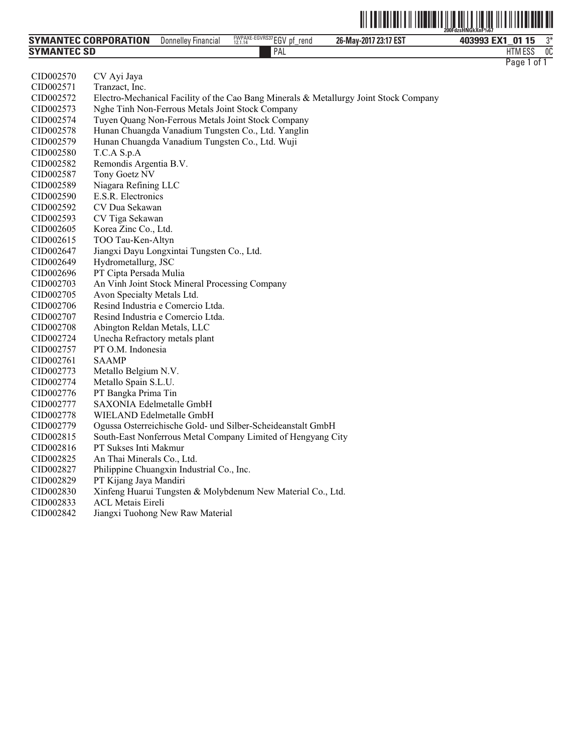| | |
|---|---|
| CID002570 | CV Ayi Jaya |
| CID002571 | Tranzact, Inc. |
| CID002572 | Electro-Mechanical Facility of the Cao Bang Minerals & Metallurgy Joint Stock Company |
| CID002573 | Nghe Tinh Non-Ferrous Metals Joint Stock Company |
| CID002574 | Tuyen Quang Non-Ferrous Metals Joint Stock Company |
| CID002578 | Hunan Chuangda Vanadium Tungsten Co., Ltd. Yanglin |
| CID002579 | Hunan Chuangda Vanadium Tungsten Co., Ltd. Wuji |
| CID002580 | T.C.A S.p.A |
| CID002582 | Remondis Argentia B.V. |
| CID002587 | Tony Goetz NV |
| CID002589 | Niagara Refining LLC |
| CID002590 | E.S.R. Electronics |
| CID002592 | CV Dua Sekawan |
| CID002593 | CV Tiga Sekawan |
| CID002605 | Korea Zinc Co., Ltd. |
| CID002615 | TOO Tau-Ken-Altyn |
| CID002647 | Jiangxi Dayu Longxintai Tungsten Co., Ltd. |
| CID002649 | Hydrometallurg, JSC |
| CID002696 | PT Cipta Persada Mulia |
| CID002703 | An Vinh Joint Stock Mineral Processing Company |
| CID002705 | Avon Specialty Metals Ltd. |
| CID002706 | Resind Industria e Comercio Ltda. |
| CID002707 | Resind Industria e Comercio Ltda. |
| CID002708 | Abington Reldan Metals, LLC |
| CID002724 | Unecha Refractory metals plant |
| CID002757 | PT O.M. Indonesia |
| CID002761 | SAAMP |
| CID002773 | Metallo Belgium N.V. |
| CID002774 | Metallo Spain S.L.U. |
| CID002776 | PT Bangka Prima Tin |
| CID002777 | SAXONIA Edelmetalle GmbH |
| CID002778 | WIELAND Edelmetalle GmbH |
| CID002779 | Ogussa Osterreichische Gold- und Silber-Scheideanstalt GmbH |
| CID002815 | South-East Nonferrous Metal Company Limited of Hengyang City |
| CID002816 | PT Sukses Inti Makmur |
| CID002825 | An Thai Minerals Co., Ltd. |
| CID002827 | Philippine Chuangxin Industrial Co., Inc. |
| CID002829 | PT Kijang Jaya Mandiri |
| CID002830 | Xinfeng Huarui Tungsten & Molybdenum New Material Co., Ltd. |
| CID002833 | ACL Metais Eireli |
| CID002842 | Jiangxi Tuohong New Raw Material |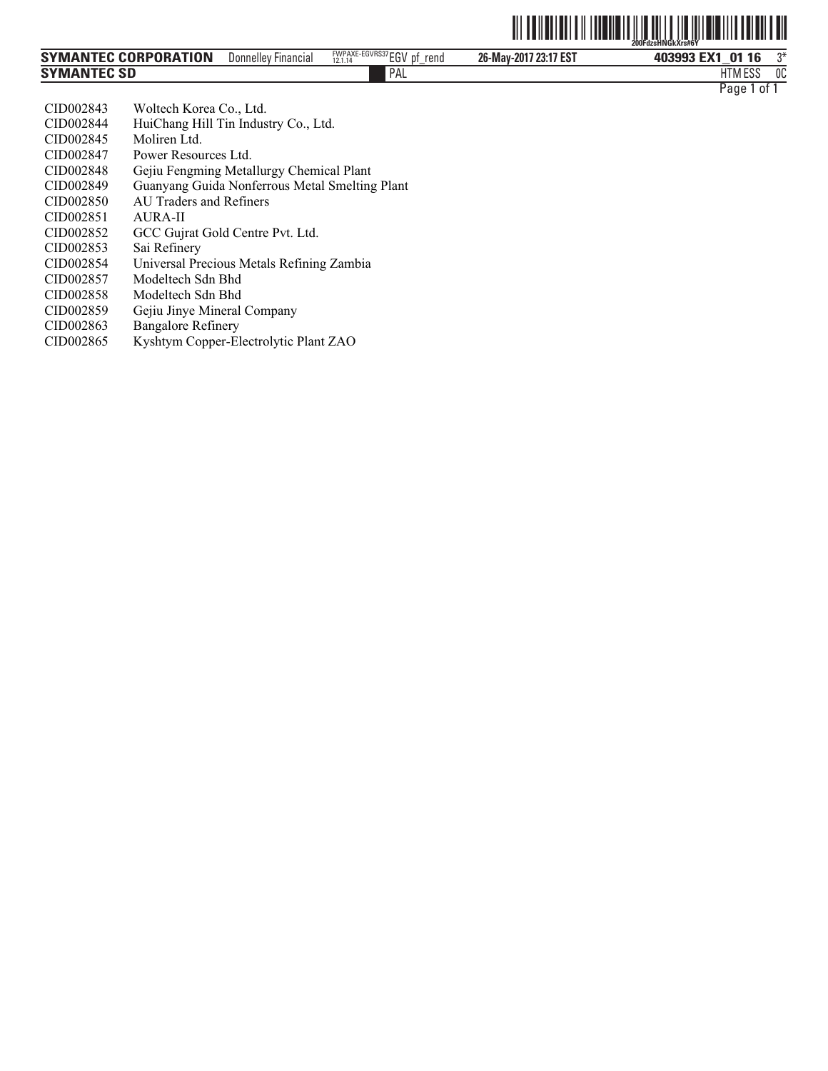| | |
|---|---|
| CID002843 | Woltech Korea Co., Ltd. |
| CID002844 | HuiChang Hill Tin Industry Co., Ltd. |
| CID002845 | Moliren Ltd. |
| CID002847 | Power Resources Ltd. |
| CID002848 | Gejiu Fengming Metallurgy Chemical Plant |
| CID002849 | Guanyang Guida Nonferrous Metal Smelting Plant |
| CID002850 | AU Traders and Refiners |
| CID002851 | AURA-II |
| CID002852 | GCC Gujrat Gold Centre Pvt. Ltd. |
| CID002853 | Sai Refinery |
| CID002854 | Universal Precious Metals Refining Zambia |
| CID002857 | Modeltech Sdn Bhd |
| CID002858 | Modeltech Sdn Bhd |
| CID002859 | Gejiu Jinye Mineral Company |
| CID002863 | Bangalore Refinery |
| CID002865 | Kyshtym Copper-Electrolytic Plant ZAO |